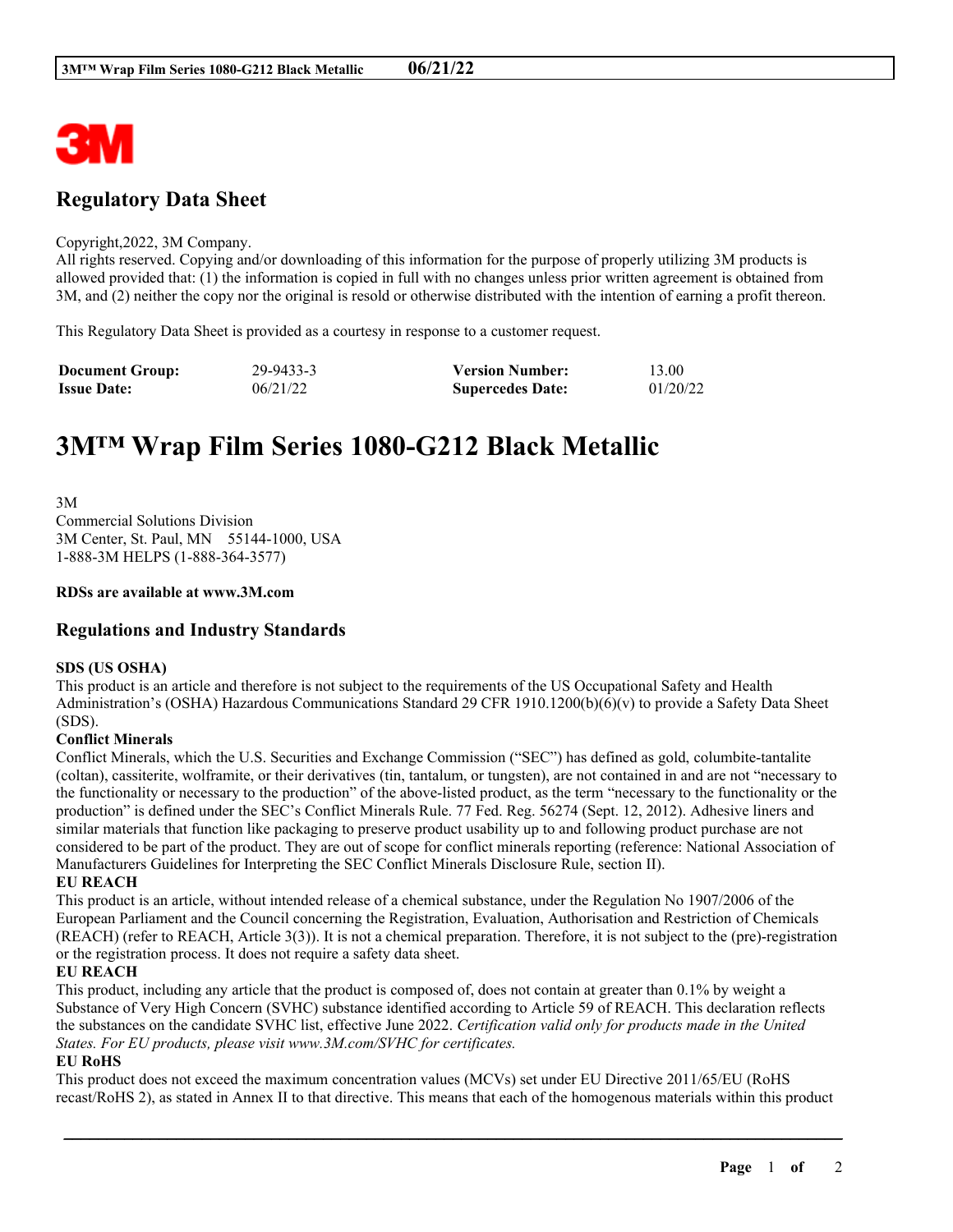## Regulatory Data Sheet

Copyright,2022, 3M Company.
All rights reserved. Copying and/or downloading of this information for the purpose of properly utilizing 3M products is allowed provided that: (1) the information is copied in full with no changes unless prior written agreement is obtained from 3M, and (2) neither the copy nor the original is resold or otherwise distributed with the intention of earning a profit thereon.

This Regulatory Data Sheet is provided as a courtesy in response to a customer request.

| **Document Group:** | 29-9433-3 | **Version Number:** | 13.00 |
|---|---|---|---|
| **Issue Date:** | 06/21/22 | **Supercedes Date:** | 01/20/22 |

# 3M™ Wrap Film Series 1080-G212 Black Metallic

3M
Commercial Solutions Division
3M Center, St. Paul, MN 55144-1000, USA
1-888-3M HELPS (1-888-364-3577)

**RDSs are available at www.3M.com**

## Regulations and Industry Standards

**SDS (US OSHA)**
This product is an article and therefore is not subject to the requirements of the US Occupational Safety and Health Administration's (OSHA) Hazardous Communications Standard 29 CFR 1910.1200(b)(6)(v) to provide a Safety Data Sheet (SDS).

**Conflict Minerals**
Conflict Minerals, which the U.S. Securities and Exchange Commission ("SEC") has defined as gold, columbite-tantalite (coltan), cassiterite, wolframite, or their derivatives (tin, tantalum, or tungsten), are not contained in and are not "necessary to the functionality or necessary to the production" of the above-listed product, as the term "necessary to the functionality or the production" is defined under the SEC's Conflict Minerals Rule. 77 Fed. Reg. 56274 (Sept. 12, 2012). Adhesive liners and similar materials that function like packaging to preserve product usability up to and following product purchase are not considered to be part of the product. They are out of scope for conflict minerals reporting (reference: National Association of Manufacturers Guidelines for Interpreting the SEC Conflict Minerals Disclosure Rule, section II).

**EU REACH**
This product is an article, without intended release of a chemical substance, under the Regulation No 1907/2006 of the European Parliament and the Council concerning the Registration, Evaluation, Authorisation and Restriction of Chemicals (REACH) (refer to REACH, Article 3(3)). It is not a chemical preparation. Therefore, it is not subject to the (pre)-registration or the registration process. It does not require a safety data sheet.

**EU REACH**
This product, including any article that the product is composed of, does not contain at greater than 0.1% by weight a Substance of Very High Concern (SVHC) substance identified according to Article 59 of REACH. This declaration reflects the substances on the candidate SVHC list, effective June 2022. *Certification valid only for products made in the United States. For EU products, please visit www.3M.com/SVHC for certificates.*

**EU RoHS**
This product does not exceed the maximum concentration values (MCVs) set under EU Directive 2011/65/EU (RoHS recast/RoHS 2), as stated in Annex II to that directive. This means that each of the homogenous materials within this product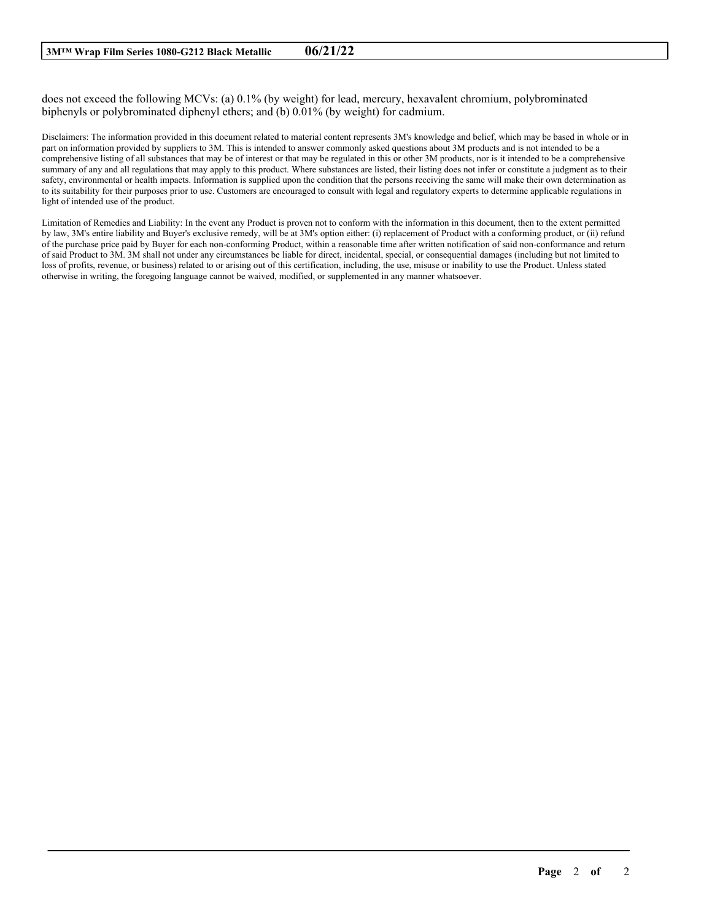does not exceed the following MCVs: (a) 0.1% (by weight) for lead, mercury, hexavalent chromium, polybrominated biphenyls or polybrominated diphenyl ethers; and (b) 0.01% (by weight) for cadmium.

Disclaimers: The information provided in this document related to material content represents 3M's knowledge and belief, which may be based in whole or in part on information provided by suppliers to 3M. This is intended to answer commonly asked questions about 3M products and is not intended to be a comprehensive listing of all substances that may be of interest or that may be regulated in this or other 3M products, nor is it intended to be a comprehensive summary of any and all regulations that may apply to this product. Where substances are listed, their listing does not infer or constitute a judgment as to their safety, environmental or health impacts. Information is supplied upon the condition that the persons receiving the same will make their own determination as to its suitability for their purposes prior to use. Customers are encouraged to consult with legal and regulatory experts to determine applicable regulations in light of intended use of the product.

Limitation of Remedies and Liability: In the event any Product is proven not to conform with the information in this document, then to the extent permitted by law, 3M's entire liability and Buyer's exclusive remedy, will be at 3M's option either: (i) replacement of Product with a conforming product, or (ii) refund of the purchase price paid by Buyer for each non-conforming Product, within a reasonable time after written notification of said non-conformance and return of said Product to 3M. 3M shall not under any circumstances be liable for direct, incidental, special, or consequential damages (including but not limited to loss of profits, revenue, or business) related to or arising out of this certification, including, the use, misuse or inability to use the Product. Unless stated otherwise in writing, the foregoing language cannot be waived, modified, or supplemented in any manner whatsoever.